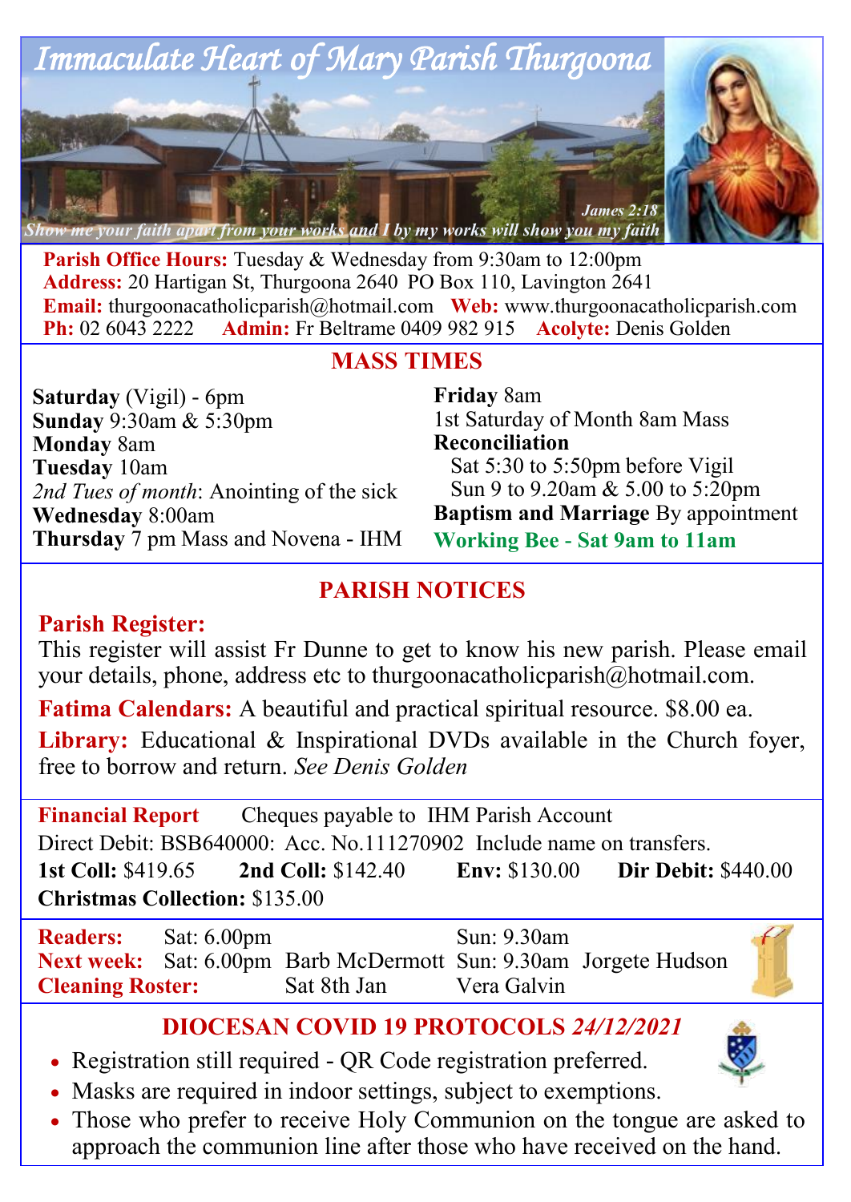# Immaculate Heart of Mary Parish Thurgoona

*Show me your faith apart from your works and I by my works will show you my faith* — James 2:18

**Parish Office Hours:** Tuesday & Wednesday from 9:30am to 12:00pm
**Address:** 20 Hartigan St, Thurgoona 2640 PO Box 110, Lavington 2641
**Email:** thurgoonacatholicparish@hotmail.com **Web:** www.thurgoonacatholicparish.com
**Ph:** 02 6043 2222 **Admin:** Fr Beltrame 0409 982 915 **Acolyte:** Denis Golden

## MASS TIMES

**Saturday** (Vigil) - 6pm
**Sunday** 9:30am & 5:30pm
**Monday** 8am
**Tuesday** 10am
*2nd Tues of month*: Anointing of the sick
**Wednesday** 8:00am
**Thursday** 7 pm Mass and Novena - IHM
**Friday** 8am
1st Saturday of Month 8am Mass
**Reconciliation**
Sat 5:30 to 5:50pm before Vigil
Sun 9 to 9.20am & 5.00 to 5:20pm
**Baptism and Marriage** By appointment
**Working Bee - Sat 9am to 11am**

## PARISH NOTICES

**Parish Register:**
This register will assist Fr Dunne to get to know his new parish. Please email your details, phone, address etc to thurgoonacatholicparish@hotmail.com.

**Fatima Calendars:** A beautiful and practical spiritual resource. $8.00 ea.

**Library:** Educational & Inspirational DVDs available in the Church foyer, free to borrow and return. *See Denis Golden*

**Financial Report** Cheques payable to IHM Parish Account
Direct Debit: BSB640000: Acc. No.111270902 Include name on transfers.
**1st Coll:** $419.65 **2nd Coll:** $142.40 **Env:** $130.00 **Dir Debit:** $440.00
**Christmas Collection:** $135.00

| | | | | |
|---|---|---|---|---|
| **Readers:** | Sat: 6.00pm | | Sun: 9.30am | |
| **Next week:** | Sat: 6.00pm | Barb McDermott | Sun: 9.30am | Jorgete Hudson |
| **Cleaning Roster:** | | Sat 8th Jan | Vera Galvin | |

## DIOCESAN COVID 19 PROTOCOLS *24/12/2021*

- Registration still required - QR Code registration preferred.
- Masks are required in indoor settings, subject to exemptions.
- Those who prefer to receive Holy Communion on the tongue are asked to approach the communion line after those who have received on the hand.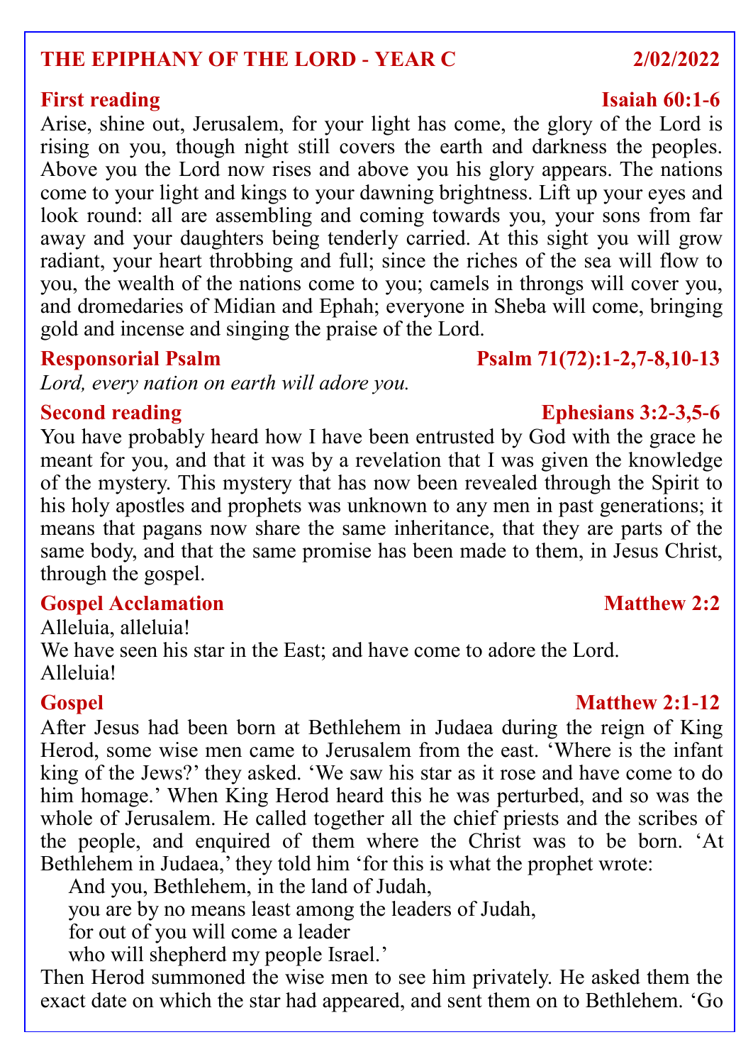## THE EPIPHANY OF THE LORD - YEAR C — 2/02/2022

### First reading — Isaiah 60:1-6

Arise, shine out, Jerusalem, for your light has come, the glory of the Lord is rising on you, though night still covers the earth and darkness the peoples. Above you the Lord now rises and above you his glory appears. The nations come to your light and kings to your dawning brightness. Lift up your eyes and look round: all are assembling and coming towards you, your sons from far away and your daughters being tenderly carried. At this sight you will grow radiant, your heart throbbing and full; since the riches of the sea will flow to you, the wealth of the nations come to you; camels in throngs will cover you, and dromedaries of Midian and Ephah; everyone in Sheba will come, bringing gold and incense and singing the praise of the Lord.

### Responsorial Psalm — Psalm 71(72):1-2,7-8,10-13

*Lord, every nation on earth will adore you.*

### Second reading — Ephesians 3:2-3,5-6

You have probably heard how I have been entrusted by God with the grace he meant for you, and that it was by a revelation that I was given the knowledge of the mystery. This mystery that has now been revealed through the Spirit to his holy apostles and prophets was unknown to any men in past generations; it means that pagans now share the same inheritance, that they are parts of the same body, and that the same promise has been made to them, in Jesus Christ, through the gospel.

### Gospel Acclamation — Matthew 2:2

Alleluia, alleluia!
We have seen his star in the East; and have come to adore the Lord.
Alleluia!

### Gospel — Matthew 2:1-12

After Jesus had been born at Bethlehem in Judaea during the reign of King Herod, some wise men came to Jerusalem from the east. 'Where is the infant king of the Jews?' they asked. 'We saw his star as it rose and have come to do him homage.' When King Herod heard this he was perturbed, and so was the whole of Jerusalem. He called together all the chief priests and the scribes of the people, and enquired of them where the Christ was to be born. 'At Bethlehem in Judaea,' they told him 'for this is what the prophet wrote:

> And you, Bethlehem, in the land of Judah,
> you are by no means least among the leaders of Judah,
> for out of you will come a leader
> who will shepherd my people Israel.'

Then Herod summoned the wise men to see him privately. He asked them the exact date on which the star had appeared, and sent them on to Bethlehem. 'Go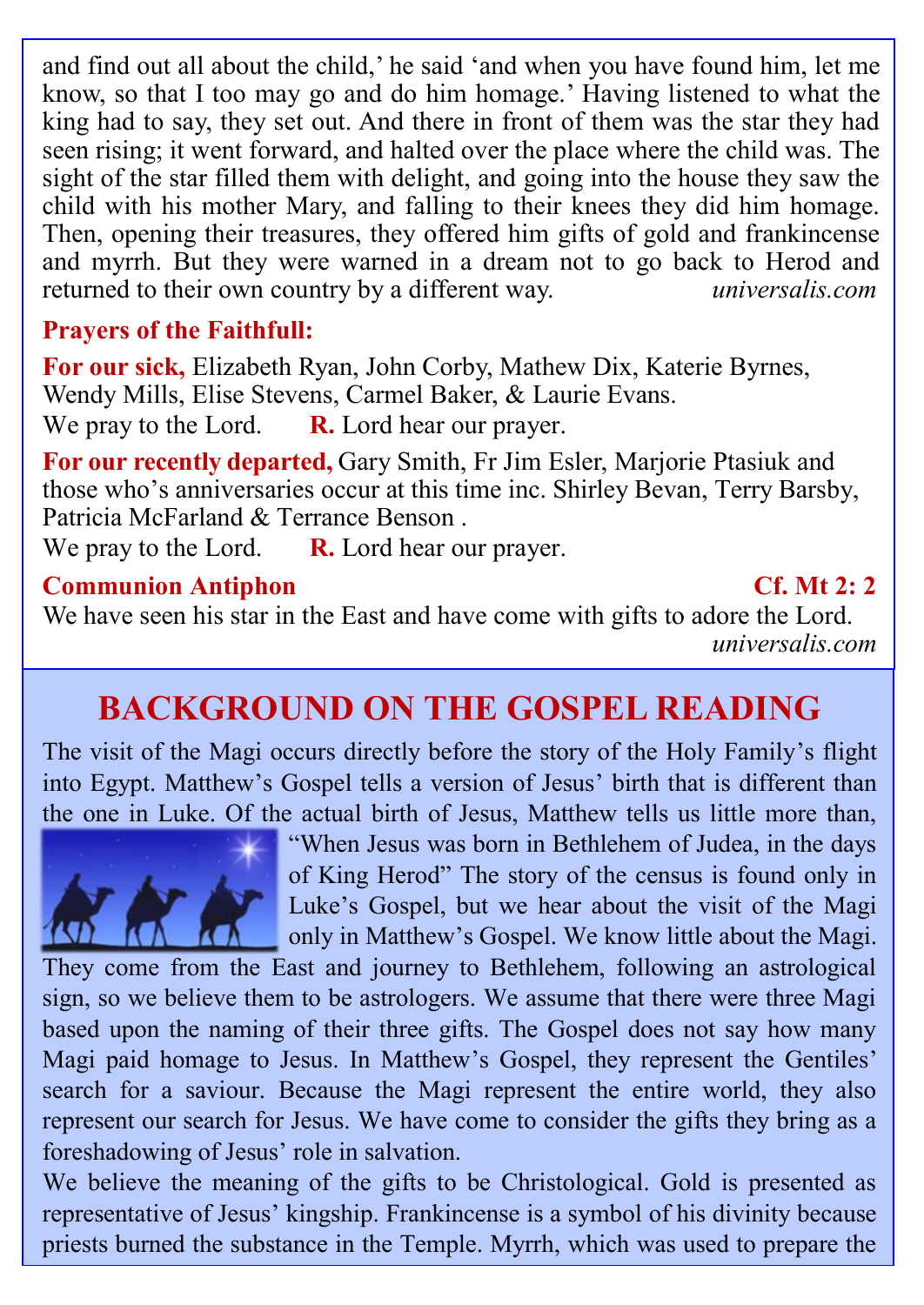and find out all about the child,' he said 'and when you have found him, let me know, so that I too may go and do him homage.' Having listened to what the king had to say, they set out. And there in front of them was the star they had seen rising; it went forward, and halted over the place where the child was. The sight of the star filled them with delight, and going into the house they saw the child with his mother Mary, and falling to their knees they did him homage. Then, opening their treasures, they offered him gifts of gold and frankincense and myrrh. But they were warned in a dream not to go back to Herod and returned to their own country by a different way. *universalis.com*

**Prayers of the Faithfull:**

**For our sick,** Elizabeth Ryan, John Corby, Mathew Dix, Katerie Byrnes, Wendy Mills, Elise Stevens, Carmel Baker, & Laurie Evans.
We pray to the Lord. **R.** Lord hear our prayer.

**For our recently departed,** Gary Smith, Fr Jim Esler, Marjorie Ptasiuk and those who's anniversaries occur at this time inc. Shirley Bevan, Terry Barsby, Patricia McFarland & Terrance Benson .
We pray to the Lord. **R.** Lord hear our prayer.

**Communion Antiphon** **Cf. Mt 2: 2**

We have seen his star in the East and have come with gifts to adore the Lord.
*universalis.com*

## BACKGROUND ON THE GOSPEL READING

The visit of the Magi occurs directly before the story of the Holy Family's flight into Egypt. Matthew's Gospel tells a version of Jesus' birth that is different than the one in Luke. Of the actual birth of Jesus, Matthew tells us little more than, "When Jesus was born in Bethlehem of Judea, in the days of King Herod" The story of the census is found only in Luke's Gospel, but we hear about the visit of the Magi only in Matthew's Gospel. We know little about the Magi. They come from the East and journey to Bethlehem, following an astrological sign, so we believe them to be astrologers. We assume that there were three Magi based upon the naming of their three gifts. The Gospel does not say how many Magi paid homage to Jesus. In Matthew's Gospel, they represent the Gentiles' search for a saviour. Because the Magi represent the entire world, they also represent our search for Jesus. We have come to consider the gifts they bring as a foreshadowing of Jesus' role in salvation.

We believe the meaning of the gifts to be Christological. Gold is presented as representative of Jesus' kingship. Frankincense is a symbol of his divinity because priests burned the substance in the Temple. Myrrh, which was used to prepare the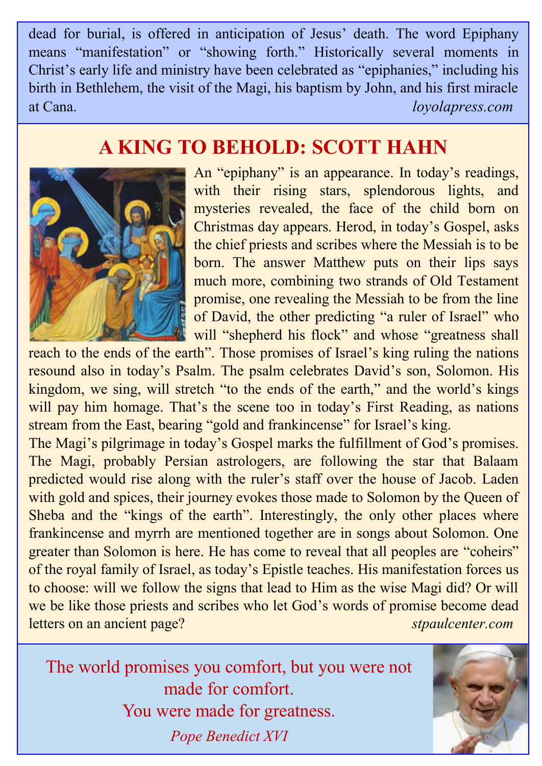dead for burial, is offered in anticipation of Jesus' death. The word Epiphany means "manifestation" or "showing forth." Historically several moments in Christ's early life and ministry have been celebrated as "epiphanies," including his birth in Bethlehem, the visit of the Magi, his baptism by John, and his first miracle at Cana.

*loyolapress.com*

## A KING TO BEHOLD: SCOTT HAHN

An "epiphany" is an appearance. In today's readings, with their rising stars, splendorous lights, and mysteries revealed, the face of the child born on Christmas day appears. Herod, in today's Gospel, asks the chief priests and scribes where the Messiah is to be born. The answer Matthew puts on their lips says much more, combining two strands of Old Testament promise, one revealing the Messiah to be from the line of David, the other predicting "a ruler of Israel" who will "shepherd his flock" and whose "greatness shall reach to the ends of the earth". Those promises of Israel's king ruling the nations resound also in today's Psalm. The psalm celebrates David's son, Solomon. His kingdom, we sing, will stretch "to the ends of the earth," and the world's kings will pay him homage. That's the scene too in today's First Reading, as nations stream from the East, bearing "gold and frankincense" for Israel's king.

The Magi's pilgrimage in today's Gospel marks the fulfillment of God's promises. The Magi, probably Persian astrologers, are following the star that Balaam predicted would rise along with the ruler's staff over the house of Jacob. Laden with gold and spices, their journey evokes those made to Solomon by the Queen of Sheba and the "kings of the earth". Interestingly, the only other places where frankincense and myrrh are mentioned together are in songs about Solomon. One greater than Solomon is here. He has come to reveal that all peoples are "coheirs" of the royal family of Israel, as today's Epistle teaches. His manifestation forces us to choose: will we follow the signs that lead to Him as the wise Magi did? Or will we be like those priests and scribes who let God's words of promise become dead letters on an ancient page?

*stpaulcenter.com*

The world promises you comfort, but you were not made for comfort.
You were made for greatness.

*Pope Benedict XVI*